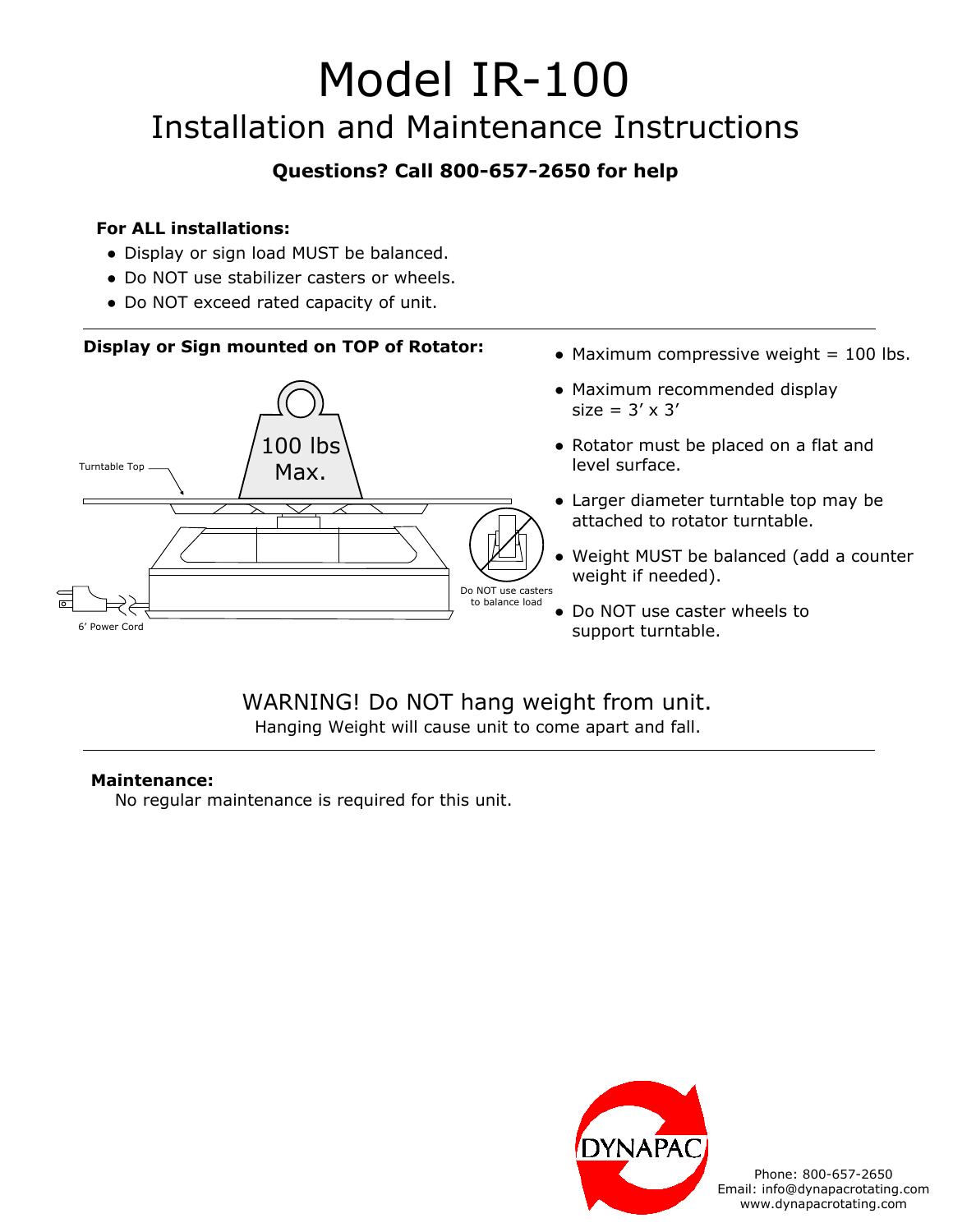# Model IR-100

## Installation and Maintenance Instructions

**Questions? Call 800-657-2650 for help**

**For ALL installations:**

- Display or sign load MUST be balanced.
- Do NOT use stabilizer casters or wheels.
- Do NOT exceed rated capacity of unit.

**Display or Sign mounted on TOP of Rotator:**

Turntable Top

100 lbs Max.

6' Power Cord

Do NOT use casters to balance load

- Maximum compressive weight = 100 lbs.
- Maximum recommended display size = 3' x 3'
- Rotator must be placed on a flat and level surface.
- Larger diameter turntable top may be attached to rotator turntable.
- Weight MUST be balanced (add a counter weight if needed).
- Do NOT use caster wheels to support turntable.

WARNING! Do NOT hang weight from unit.

Hanging Weight will cause unit to come apart and fall.

**Maintenance:**

No regular maintenance is required for this unit.

DYNAPAC

Phone: 800-657-2650
Email: info@dynapacrotating.com
www.dynapacrotating.com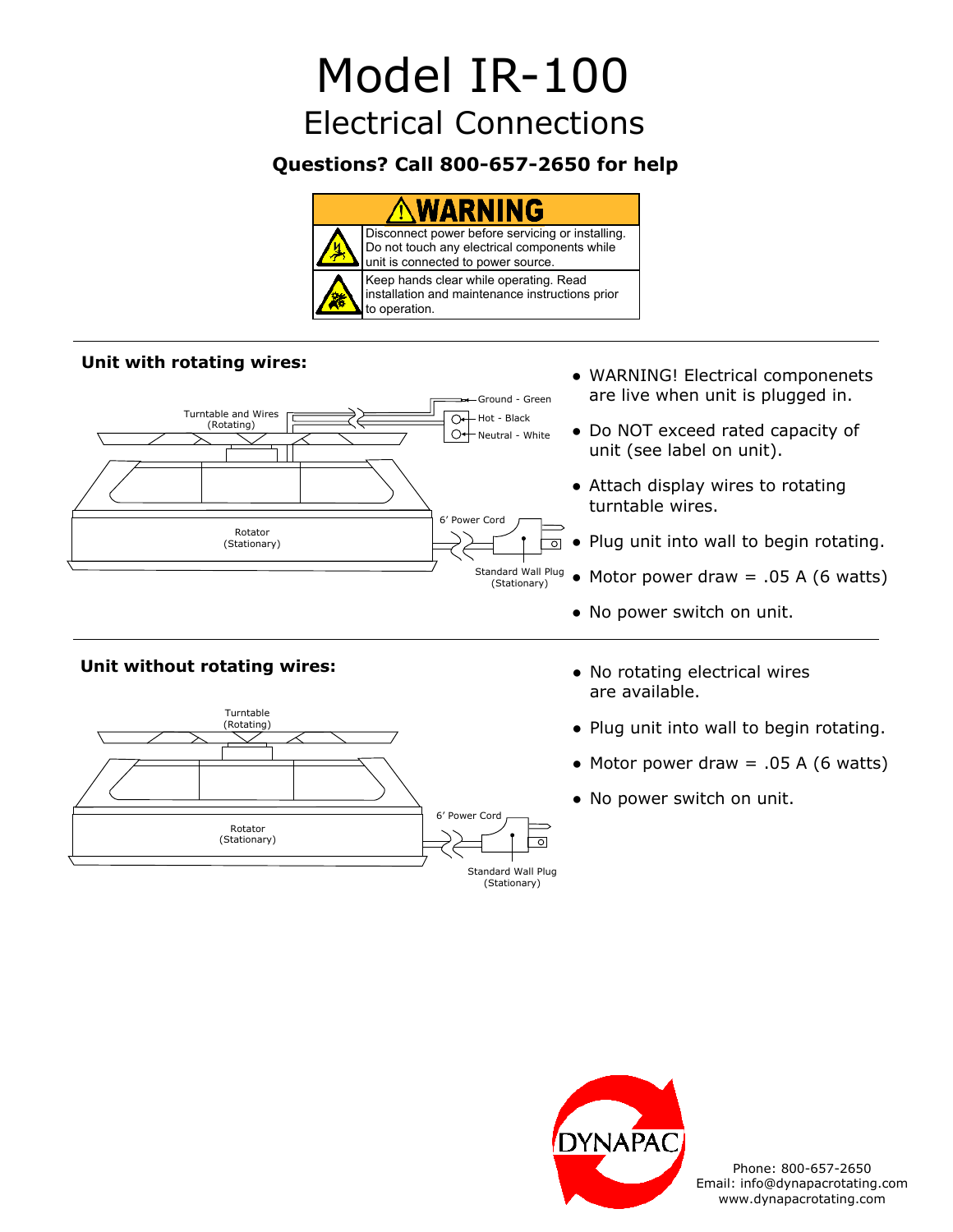# Model IR-100

## Electrical Connections

**Questions? Call 800-657-2650 for help**

**⚠WARNING**

Disconnect power before servicing or installing. Do not touch any electrical components while unit is connected to power source.

Keep hands clear while operating. Read installation and maintenance instructions prior to operation.

---

### Unit with rotating wires:

Turntable and Wires
(Rotating)

Ground - Green
Hot - Black
Neutral - White

Rotator
(Stationary)

6' Power Cord

Standard Wall Plug
(Stationary)

- WARNING! Electrical componenets are live when unit is plugged in.
- Do NOT exceed rated capacity of unit (see label on unit).
- Attach display wires to rotating turntable wires.
- Plug unit into wall to begin rotating.
- Motor power draw = .05 A (6 watts)
- No power switch on unit.

---

### Unit without rotating wires:

Turntable
(Rotating)

Rotator
(Stationary)

6' Power Cord

Standard Wall Plug
(Stationary)

- No rotating electrical wires are available.
- Plug unit into wall to begin rotating.
- Motor power draw = .05 A (6 watts)
- No power switch on unit.

DYNAPAC

Phone: 800-657-2650
Email: info@dynapacrotating.com
www.dynapacrotating.com